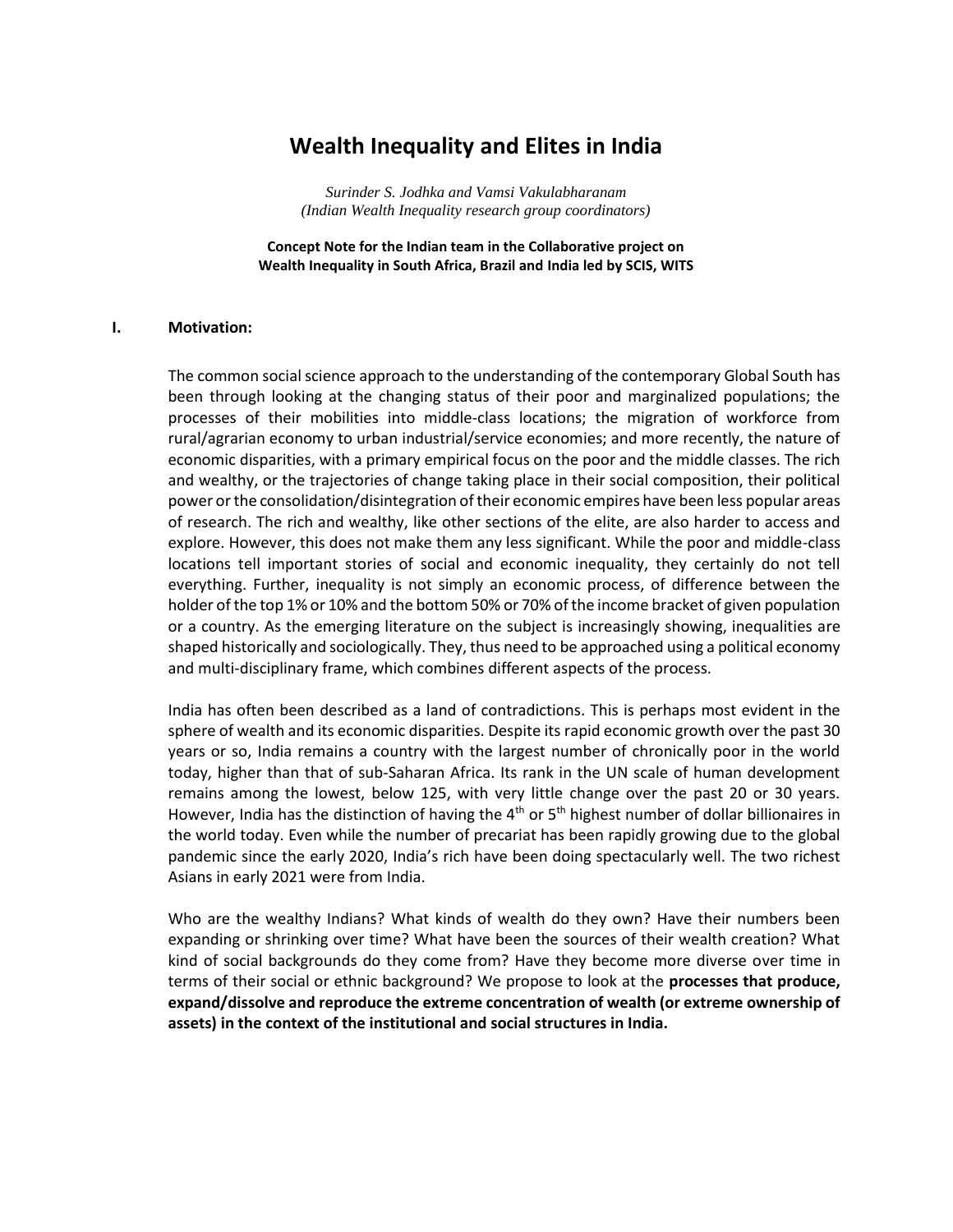# Wealth Inequality and Elites in India

*Surinder S. Jodhka and Vamsi Vakulabharanam*
*(Indian Wealth Inequality research group coordinators)*

**Concept Note for the Indian team in the Collaborative project on Wealth Inequality in South Africa, Brazil and India led by SCIS, WITS**

## I. Motivation:

The common social science approach to the understanding of the contemporary Global South has been through looking at the changing status of their poor and marginalized populations; the processes of their mobilities into middle-class locations; the migration of workforce from rural/agrarian economy to urban industrial/service economies; and more recently, the nature of economic disparities, with a primary empirical focus on the poor and the middle classes. The rich and wealthy, or the trajectories of change taking place in their social composition, their political power or the consolidation/disintegration of their economic empires have been less popular areas of research. The rich and wealthy, like other sections of the elite, are also harder to access and explore. However, this does not make them any less significant. While the poor and middle-class locations tell important stories of social and economic inequality, they certainly do not tell everything. Further, inequality is not simply an economic process, of difference between the holder of the top 1% or 10% and the bottom 50% or 70% of the income bracket of given population or a country. As the emerging literature on the subject is increasingly showing, inequalities are shaped historically and sociologically. They, thus need to be approached using a political economy and multi-disciplinary frame, which combines different aspects of the process.

India has often been described as a land of contradictions. This is perhaps most evident in the sphere of wealth and its economic disparities. Despite its rapid economic growth over the past 30 years or so, India remains a country with the largest number of chronically poor in the world today, higher than that of sub-Saharan Africa. Its rank in the UN scale of human development remains among the lowest, below 125, with very little change over the past 20 or 30 years. However, India has the distinction of having the 4th or 5th highest number of dollar billionaires in the world today. Even while the number of precariat has been rapidly growing due to the global pandemic since the early 2020, India's rich have been doing spectacularly well. The two richest Asians in early 2021 were from India.

Who are the wealthy Indians? What kinds of wealth do they own? Have their numbers been expanding or shrinking over time? What have been the sources of their wealth creation? What kind of social backgrounds do they come from? Have they become more diverse over time in terms of their social or ethnic background? We propose to look at the **processes that produce, expand/dissolve and reproduce the extreme concentration of wealth (or extreme ownership of assets) in the context of the institutional and social structures in India.**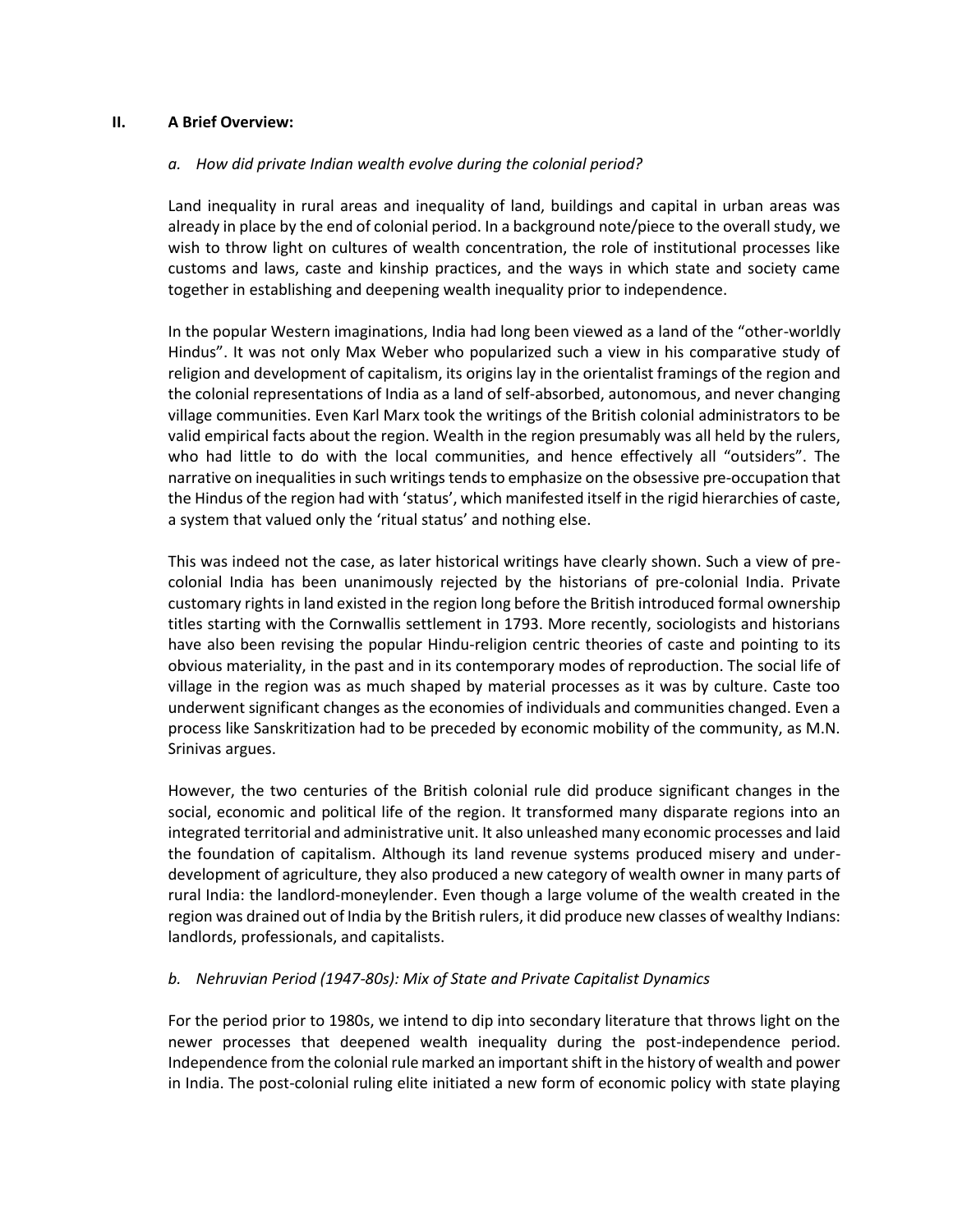## II. A Brief Overview:

### *a. How did private Indian wealth evolve during the colonial period?*

Land inequality in rural areas and inequality of land, buildings and capital in urban areas was already in place by the end of colonial period. In a background note/piece to the overall study, we wish to throw light on cultures of wealth concentration, the role of institutional processes like customs and laws, caste and kinship practices, and the ways in which state and society came together in establishing and deepening wealth inequality prior to independence.

In the popular Western imaginations, India had long been viewed as a land of the "other-worldly Hindus". It was not only Max Weber who popularized such a view in his comparative study of religion and development of capitalism, its origins lay in the orientalist framings of the region and the colonial representations of India as a land of self-absorbed, autonomous, and never changing village communities. Even Karl Marx took the writings of the British colonial administrators to be valid empirical facts about the region. Wealth in the region presumably was all held by the rulers, who had little to do with the local communities, and hence effectively all "outsiders". The narrative on inequalities in such writings tends to emphasize on the obsessive pre-occupation that the Hindus of the region had with 'status', which manifested itself in the rigid hierarchies of caste, a system that valued only the 'ritual status' and nothing else.

This was indeed not the case, as later historical writings have clearly shown. Such a view of pre-colonial India has been unanimously rejected by the historians of pre-colonial India. Private customary rights in land existed in the region long before the British introduced formal ownership titles starting with the Cornwallis settlement in 1793. More recently, sociologists and historians have also been revising the popular Hindu-religion centric theories of caste and pointing to its obvious materiality, in the past and in its contemporary modes of reproduction. The social life of village in the region was as much shaped by material processes as it was by culture. Caste too underwent significant changes as the economies of individuals and communities changed. Even a process like Sanskritization had to be preceded by economic mobility of the community, as M.N. Srinivas argues.

However, the two centuries of the British colonial rule did produce significant changes in the social, economic and political life of the region. It transformed many disparate regions into an integrated territorial and administrative unit. It also unleashed many economic processes and laid the foundation of capitalism. Although its land revenue systems produced misery and under-development of agriculture, they also produced a new category of wealth owner in many parts of rural India: the landlord-moneylender. Even though a large volume of the wealth created in the region was drained out of India by the British rulers, it did produce new classes of wealthy Indians: landlords, professionals, and capitalists.

### *b. Nehruvian Period (1947-80s): Mix of State and Private Capitalist Dynamics*

For the period prior to 1980s, we intend to dip into secondary literature that throws light on the newer processes that deepened wealth inequality during the post-independence period. Independence from the colonial rule marked an important shift in the history of wealth and power in India. The post-colonial ruling elite initiated a new form of economic policy with state playing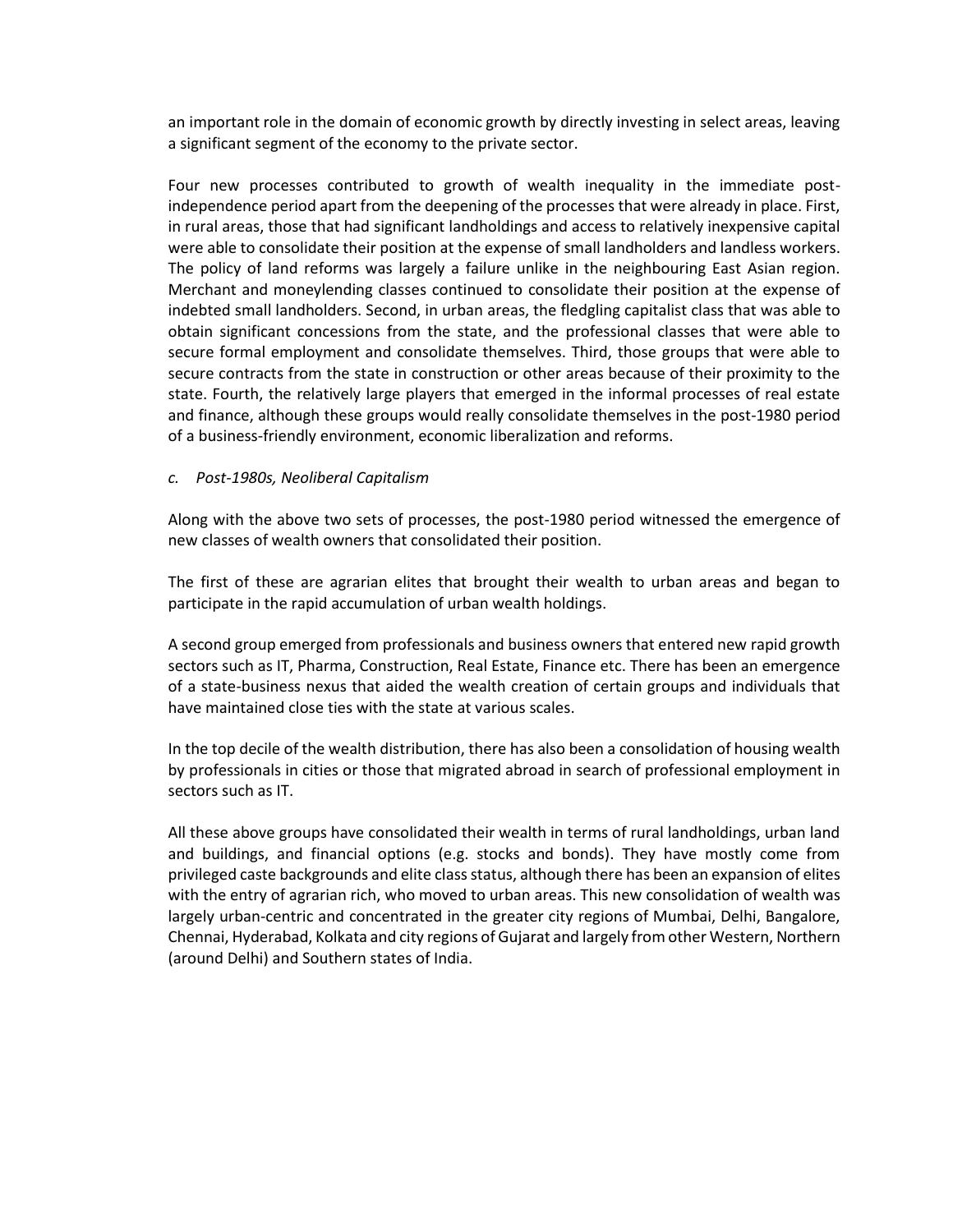an important role in the domain of economic growth by directly investing in select areas, leaving a significant segment of the economy to the private sector.

Four new processes contributed to growth of wealth inequality in the immediate post-independence period apart from the deepening of the processes that were already in place. First, in rural areas, those that had significant landholdings and access to relatively inexpensive capital were able to consolidate their position at the expense of small landholders and landless workers. The policy of land reforms was largely a failure unlike in the neighbouring East Asian region. Merchant and moneylending classes continued to consolidate their position at the expense of indebted small landholders. Second, in urban areas, the fledgling capitalist class that was able to obtain significant concessions from the state, and the professional classes that were able to secure formal employment and consolidate themselves. Third, those groups that were able to secure contracts from the state in construction or other areas because of their proximity to the state. Fourth, the relatively large players that emerged in the informal processes of real estate and finance, although these groups would really consolidate themselves in the post-1980 period of a business-friendly environment, economic liberalization and reforms.

*c. Post-1980s, Neoliberal Capitalism*

Along with the above two sets of processes, the post-1980 period witnessed the emergence of new classes of wealth owners that consolidated their position.

The first of these are agrarian elites that brought their wealth to urban areas and began to participate in the rapid accumulation of urban wealth holdings.

A second group emerged from professionals and business owners that entered new rapid growth sectors such as IT, Pharma, Construction, Real Estate, Finance etc. There has been an emergence of a state-business nexus that aided the wealth creation of certain groups and individuals that have maintained close ties with the state at various scales.

In the top decile of the wealth distribution, there has also been a consolidation of housing wealth by professionals in cities or those that migrated abroad in search of professional employment in sectors such as IT.

All these above groups have consolidated their wealth in terms of rural landholdings, urban land and buildings, and financial options (e.g. stocks and bonds). They have mostly come from privileged caste backgrounds and elite class status, although there has been an expansion of elites with the entry of agrarian rich, who moved to urban areas. This new consolidation of wealth was largely urban-centric and concentrated in the greater city regions of Mumbai, Delhi, Bangalore, Chennai, Hyderabad, Kolkata and city regions of Gujarat and largely from other Western, Northern (around Delhi) and Southern states of India.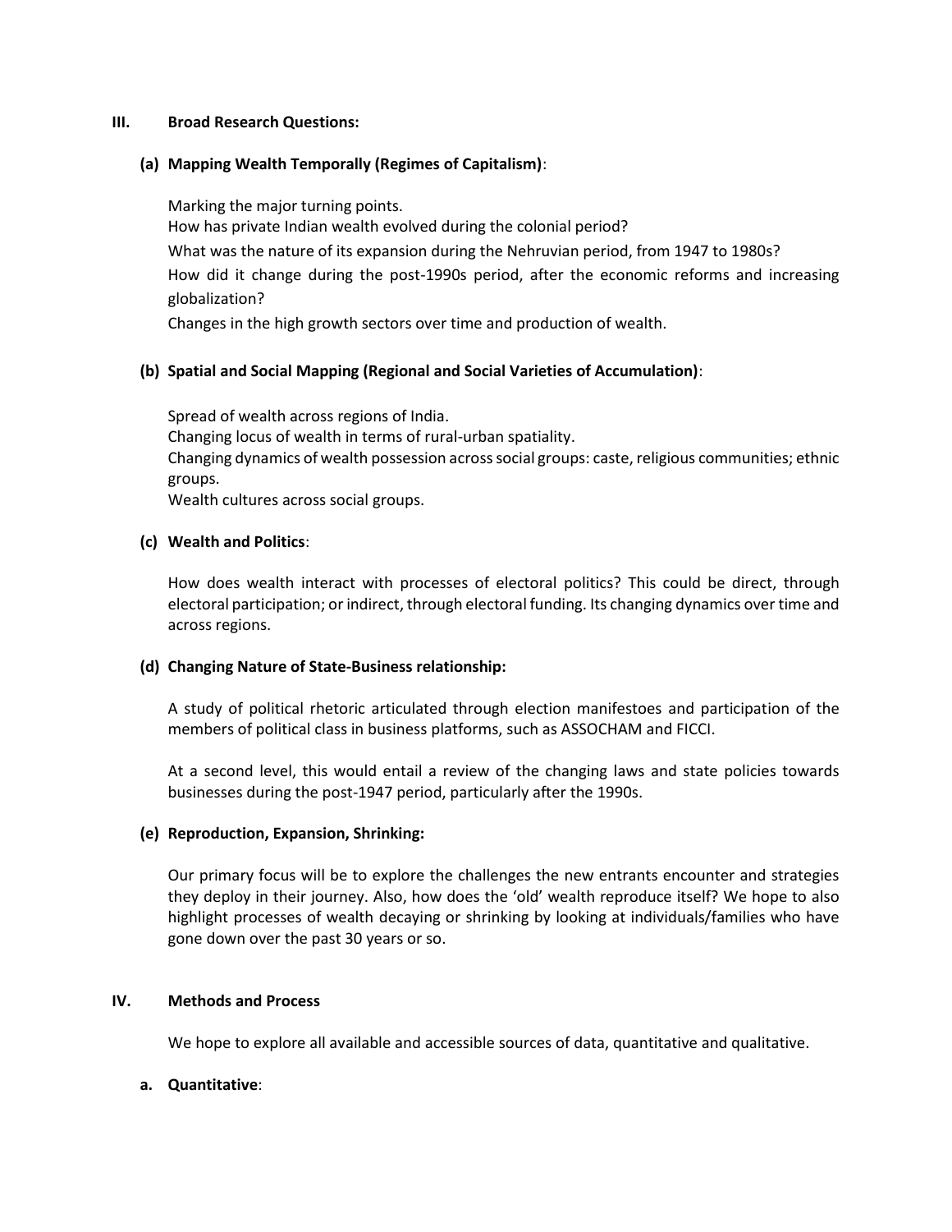## III. Broad Research Questions:

### (a) Mapping Wealth Temporally (Regimes of Capitalism):

Marking the major turning points.
How has private Indian wealth evolved during the colonial period?
What was the nature of its expansion during the Nehruvian period, from 1947 to 1980s?
How did it change during the post-1990s period, after the economic reforms and increasing globalization?
Changes in the high growth sectors over time and production of wealth.

### (b) Spatial and Social Mapping (Regional and Social Varieties of Accumulation):

Spread of wealth across regions of India.
Changing locus of wealth in terms of rural-urban spatiality.
Changing dynamics of wealth possession across social groups: caste, religious communities; ethnic groups.
Wealth cultures across social groups.

### (c) Wealth and Politics:

How does wealth interact with processes of electoral politics? This could be direct, through electoral participation; or indirect, through electoral funding. Its changing dynamics over time and across regions.

### (d) Changing Nature of State-Business relationship:

A study of political rhetoric articulated through election manifestoes and participation of the members of political class in business platforms, such as ASSOCHAM and FICCI.

At a second level, this would entail a review of the changing laws and state policies towards businesses during the post-1947 period, particularly after the 1990s.

### (e) Reproduction, Expansion, Shrinking:

Our primary focus will be to explore the challenges the new entrants encounter and strategies they deploy in their journey. Also, how does the 'old' wealth reproduce itself? We hope to also highlight processes of wealth decaying or shrinking by looking at individuals/families who have gone down over the past 30 years or so.

## IV. Methods and Process

We hope to explore all available and accessible sources of data, quantitative and qualitative.

### a. Quantitative: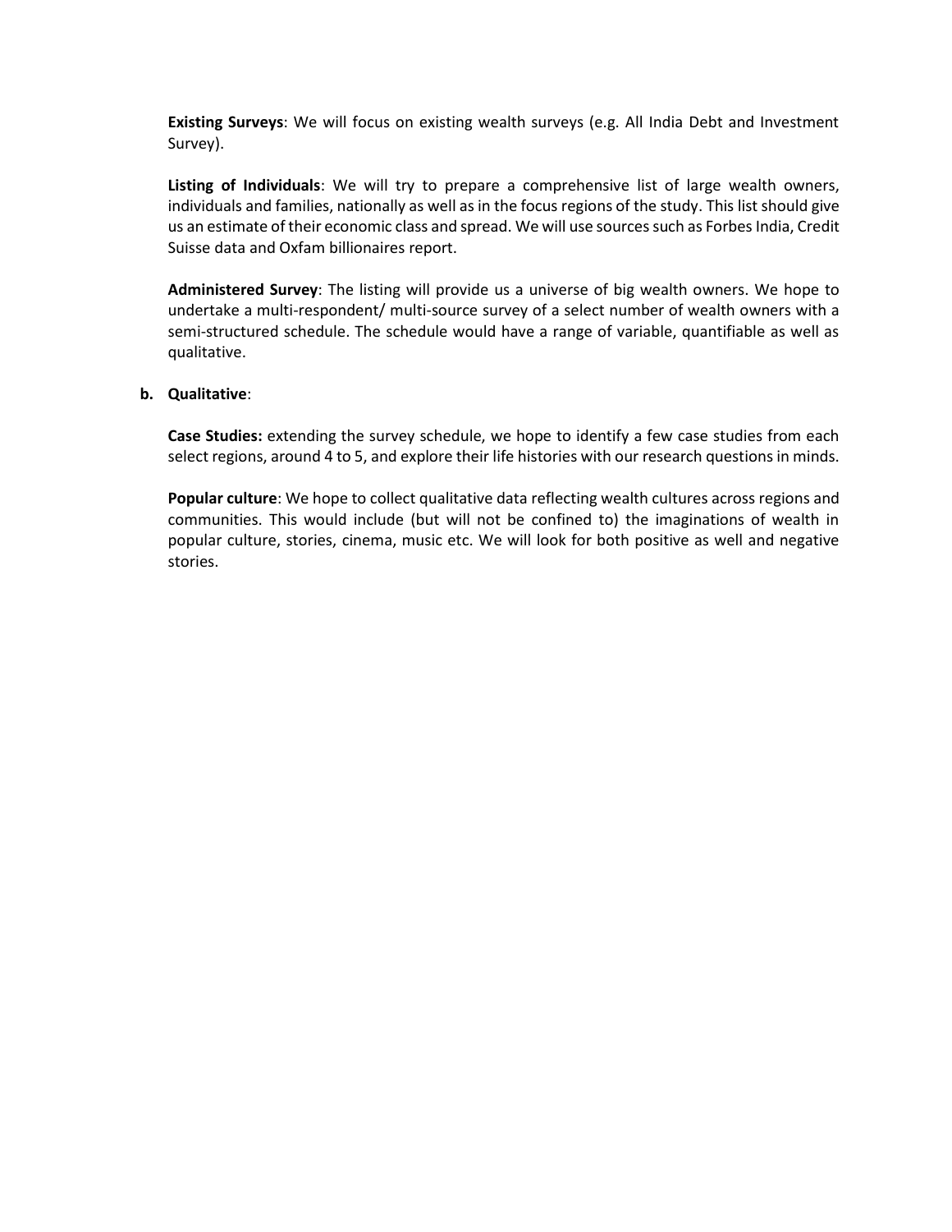**Existing Surveys**: We will focus on existing wealth surveys (e.g. All India Debt and Investment Survey).

**Listing of Individuals**: We will try to prepare a comprehensive list of large wealth owners, individuals and families, nationally as well as in the focus regions of the study. This list should give us an estimate of their economic class and spread. We will use sources such as Forbes India, Credit Suisse data and Oxfam billionaires report.

**Administered Survey**: The listing will provide us a universe of big wealth owners. We hope to undertake a multi-respondent/ multi-source survey of a select number of wealth owners with a semi-structured schedule. The schedule would have a range of variable, quantifiable as well as qualitative.

**b. Qualitative**:

**Case Studies:** extending the survey schedule, we hope to identify a few case studies from each select regions, around 4 to 5, and explore their life histories with our research questions in minds.

**Popular culture**: We hope to collect qualitative data reflecting wealth cultures across regions and communities. This would include (but will not be confined to) the imaginations of wealth in popular culture, stories, cinema, music etc. We will look for both positive as well and negative stories.